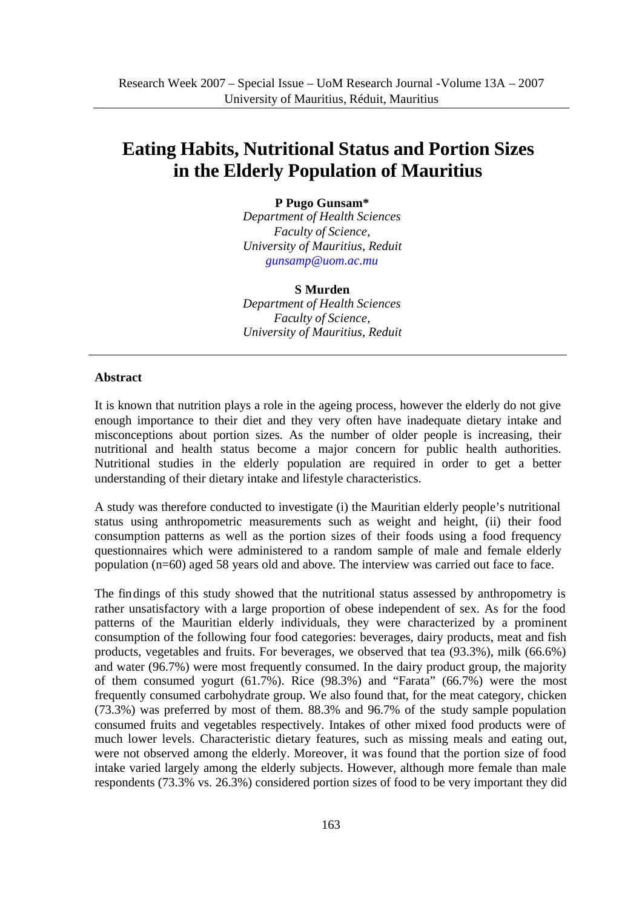# Eating Habits, Nutritional Status and Portion Sizes in the Elderly Population of Mauritius

**P Pugo Gunsam***
*Department of Health Sciences*
*Faculty of Science,*
*University of Mauritius, Reduit*
*gunsamp@uom.ac.mu*

**S Murden**
*Department of Health Sciences*
*Faculty of Science,*
*University of Mauritius, Reduit*

---

**Abstract**

It is known that nutrition plays a role in the ageing process, however the elderly do not give enough importance to their diet and they very often have inadequate dietary intake and misconceptions about portion sizes. As the number of older people is increasing, their nutritional and health status become a major concern for public health authorities. Nutritional studies in the elderly population are required in order to get a better understanding of their dietary intake and lifestyle characteristics.

A study was therefore conducted to investigate (i) the Mauritian elderly people's nutritional status using anthropometric measurements such as weight and height, (ii) their food consumption patterns as well as the portion sizes of their foods using a food frequency questionnaires which were administered to a random sample of male and female elderly population (n=60) aged 58 years old and above. The interview was carried out face to face.

The findings of this study showed that the nutritional status assessed by anthropometry is rather unsatisfactory with a large proportion of obese independent of sex. As for the food patterns of the Mauritian elderly individuals, they were characterized by a prominent consumption of the following four food categories: beverages, dairy products, meat and fish products, vegetables and fruits. For beverages, we observed that tea (93.3%), milk (66.6%) and water (96.7%) were most frequently consumed. In the dairy product group, the majority of them consumed yogurt (61.7%). Rice (98.3%) and "Farata" (66.7%) were the most frequently consumed carbohydrate group. We also found that, for the meat category, chicken (73.3%) was preferred by most of them. 88.3% and 96.7% of the study sample population consumed fruits and vegetables respectively. Intakes of other mixed food products were of much lower levels. Characteristic dietary features, such as missing meals and eating out, were not observed among the elderly. Moreover, it was found that the portion size of food intake varied largely among the elderly subjects. However, although more female than male respondents (73.3% vs. 26.3%) considered portion sizes of food to be very important they did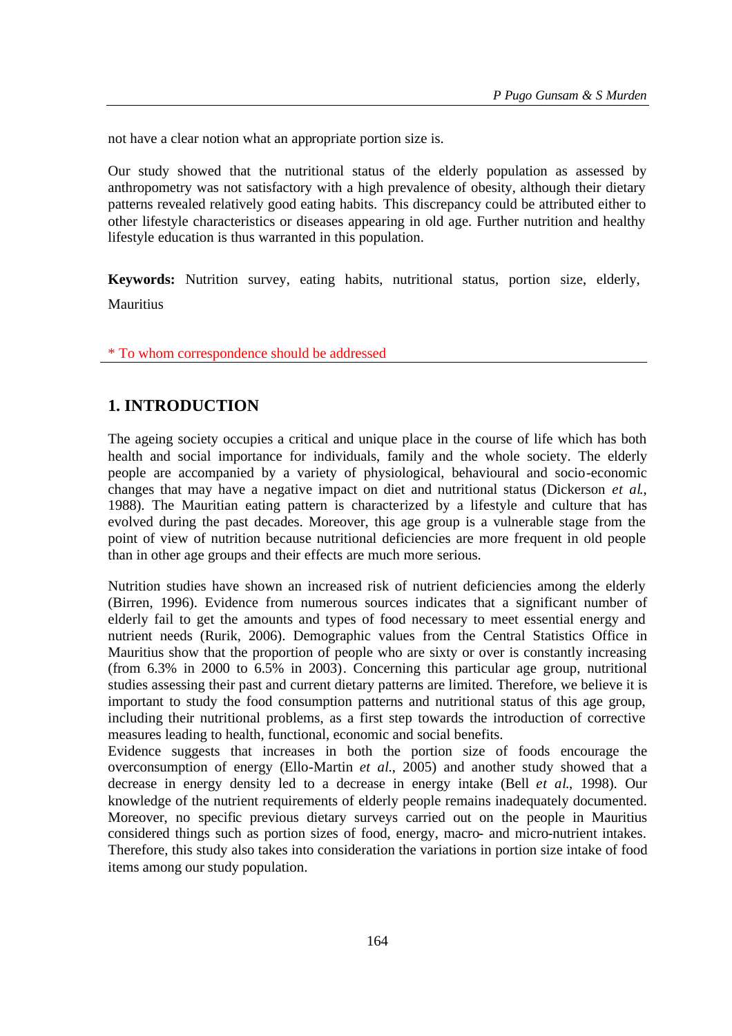not have a clear notion what an appropriate portion size is.

Our study showed that the nutritional status of the elderly population as assessed by anthropometry was not satisfactory with a high prevalence of obesity, although their dietary patterns revealed relatively good eating habits. This discrepancy could be attributed either to other lifestyle characteristics or diseases appearing in old age. Further nutrition and healthy lifestyle education is thus warranted in this population.

**Keywords:** Nutrition survey, eating habits, nutritional status, portion size, elderly, Mauritius

* To whom correspondence should be addressed

## 1. INTRODUCTION

The ageing society occupies a critical and unique place in the course of life which has both health and social importance for individuals, family and the whole society. The elderly people are accompanied by a variety of physiological, behavioural and socio-economic changes that may have a negative impact on diet and nutritional status (Dickerson *et al.*, 1988). The Mauritian eating pattern is characterized by a lifestyle and culture that has evolved during the past decades. Moreover, this age group is a vulnerable stage from the point of view of nutrition because nutritional deficiencies are more frequent in old people than in other age groups and their effects are much more serious.

Nutrition studies have shown an increased risk of nutrient deficiencies among the elderly (Birren, 1996). Evidence from numerous sources indicates that a significant number of elderly fail to get the amounts and types of food necessary to meet essential energy and nutrient needs (Rurik, 2006). Demographic values from the Central Statistics Office in Mauritius show that the proportion of people who are sixty or over is constantly increasing (from 6.3% in 2000 to 6.5% in 2003). Concerning this particular age group, nutritional studies assessing their past and current dietary patterns are limited. Therefore, we believe it is important to study the food consumption patterns and nutritional status of this age group, including their nutritional problems, as a first step towards the introduction of corrective measures leading to health, functional, economic and social benefits.

Evidence suggests that increases in both the portion size of foods encourage the overconsumption of energy (Ello-Martin *et al.*, 2005) and another study showed that a decrease in energy density led to a decrease in energy intake (Bell *et al.*, 1998). Our knowledge of the nutrient requirements of elderly people remains inadequately documented. Moreover, no specific previous dietary surveys carried out on the people in Mauritius considered things such as portion sizes of food, energy, macro- and micro-nutrient intakes. Therefore, this study also takes into consideration the variations in portion size intake of food items among our study population.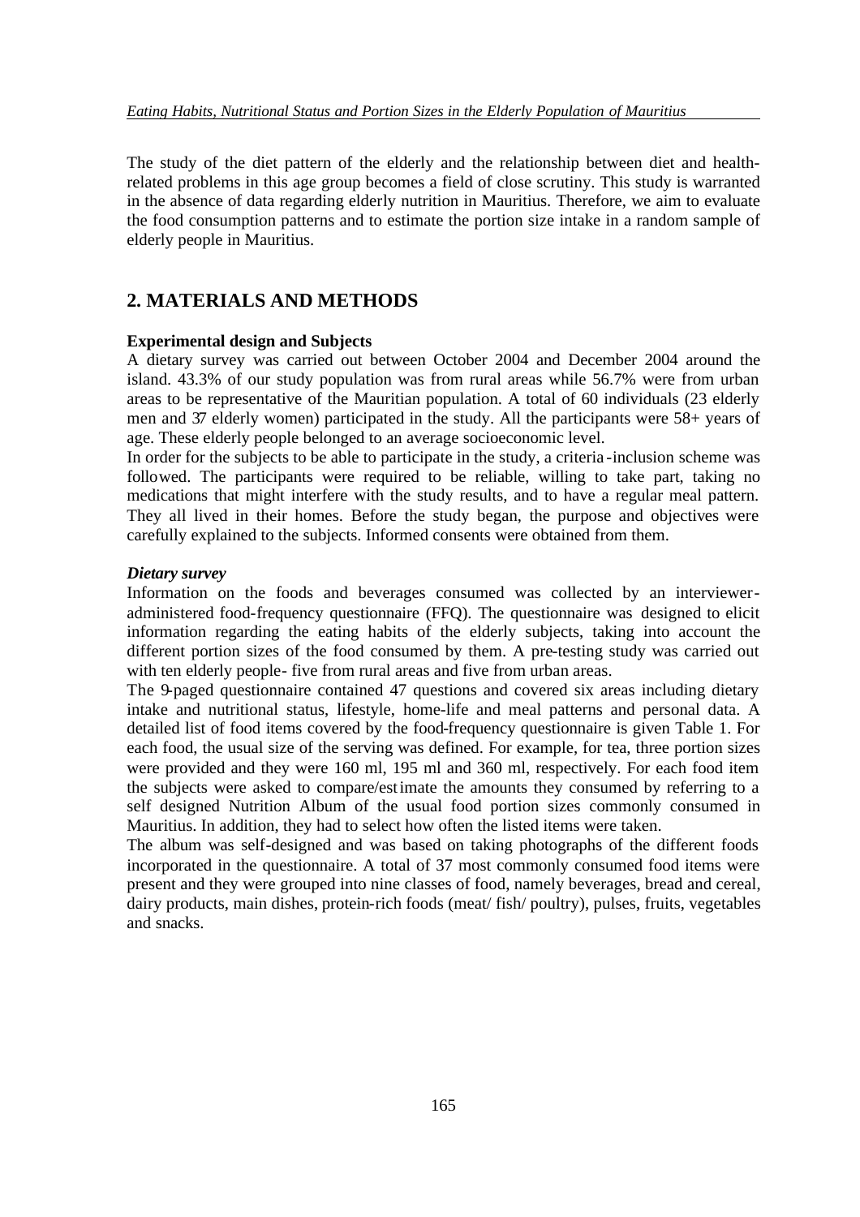The study of the diet pattern of the elderly and the relationship between diet and health-related problems in this age group becomes a field of close scrutiny. This study is warranted in the absence of data regarding elderly nutrition in Mauritius. Therefore, we aim to evaluate the food consumption patterns and to estimate the portion size intake in a random sample of elderly people in Mauritius.

## 2. MATERIALS AND METHODS

**Experimental design and Subjects**

A dietary survey was carried out between October 2004 and December 2004 around the island. 43.3% of our study population was from rural areas while 56.7% were from urban areas to be representative of the Mauritian population. A total of 60 individuals (23 elderly men and 37 elderly women) participated in the study. All the participants were 58+ years of age. These elderly people belonged to an average socioeconomic level.

In order for the subjects to be able to participate in the study, a criteria-inclusion scheme was followed. The participants were required to be reliable, willing to take part, taking no medications that might interfere with the study results, and to have a regular meal pattern. They all lived in their homes. Before the study began, the purpose and objectives were carefully explained to the subjects. Informed consents were obtained from them.

***Dietary survey***

Information on the foods and beverages consumed was collected by an interviewer-administered food-frequency questionnaire (FFQ). The questionnaire was designed to elicit information regarding the eating habits of the elderly subjects, taking into account the different portion sizes of the food consumed by them. A pre-testing study was carried out with ten elderly people- five from rural areas and five from urban areas.

The 9-paged questionnaire contained 47 questions and covered six areas including dietary intake and nutritional status, lifestyle, home-life and meal patterns and personal data. A detailed list of food items covered by the food-frequency questionnaire is given Table 1. For each food, the usual size of the serving was defined. For example, for tea, three portion sizes were provided and they were 160 ml, 195 ml and 360 ml, respectively. For each food item the subjects were asked to compare/estimate the amounts they consumed by referring to a self designed Nutrition Album of the usual food portion sizes commonly consumed in Mauritius. In addition, they had to select how often the listed items were taken.

The album was self-designed and was based on taking photographs of the different foods incorporated in the questionnaire. A total of 37 most commonly consumed food items were present and they were grouped into nine classes of food, namely beverages, bread and cereal, dairy products, main dishes, protein-rich foods (meat/ fish/ poultry), pulses, fruits, vegetables and snacks.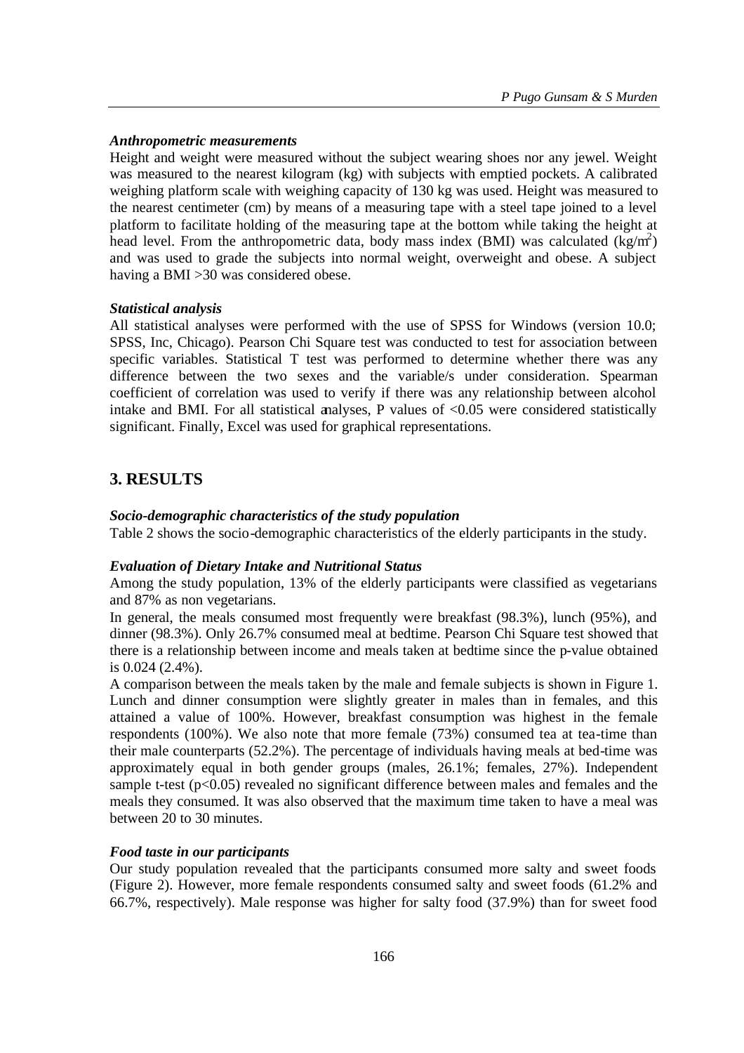### *Anthropometric measurements*

Height and weight were measured without the subject wearing shoes nor any jewel. Weight was measured to the nearest kilogram (kg) with subjects with emptied pockets. A calibrated weighing platform scale with weighing capacity of 130 kg was used. Height was measured to the nearest centimeter (cm) by means of a measuring tape with a steel tape joined to a level platform to facilitate holding of the measuring tape at the bottom while taking the height at head level. From the anthropometric data, body mass index (BMI) was calculated ($kg/m^2$) and was used to grade the subjects into normal weight, overweight and obese. A subject having a BMI >30 was considered obese.

### *Statistical analysis*

All statistical analyses were performed with the use of SPSS for Windows (version 10.0; SPSS, Inc, Chicago). Pearson Chi Square test was conducted to test for association between specific variables. Statistical T test was performed to determine whether there was any difference between the two sexes and the variable/s under consideration. Spearman coefficient of correlation was used to verify if there was any relationship between alcohol intake and BMI. For all statistical analyses, P values of <0.05 were considered statistically significant. Finally, Excel was used for graphical representations.

## 3. RESULTS

### *Socio-demographic characteristics of the study population*

Table 2 shows the socio-demographic characteristics of the elderly participants in the study.

### *Evaluation of Dietary Intake and Nutritional Status*

Among the study population, 13% of the elderly participants were classified as vegetarians and 87% as non vegetarians.

In general, the meals consumed most frequently were breakfast (98.3%), lunch (95%), and dinner (98.3%). Only 26.7% consumed meal at bedtime. Pearson Chi Square test showed that there is a relationship between income and meals taken at bedtime since the p-value obtained is 0.024 (2.4%).

A comparison between the meals taken by the male and female subjects is shown in Figure 1. Lunch and dinner consumption were slightly greater in males than in females, and this attained a value of 100%. However, breakfast consumption was highest in the female respondents (100%). We also note that more female (73%) consumed tea at tea-time than their male counterparts (52.2%). The percentage of individuals having meals at bed-time was approximately equal in both gender groups (males, 26.1%; females, 27%). Independent sample t-test ($p<0.05$) revealed no significant difference between males and females and the meals they consumed. It was also observed that the maximum time taken to have a meal was between 20 to 30 minutes.

### *Food taste in our participants*

Our study population revealed that the participants consumed more salty and sweet foods (Figure 2). However, more female respondents consumed salty and sweet foods (61.2% and 66.7%, respectively). Male response was higher for salty food (37.9%) than for sweet food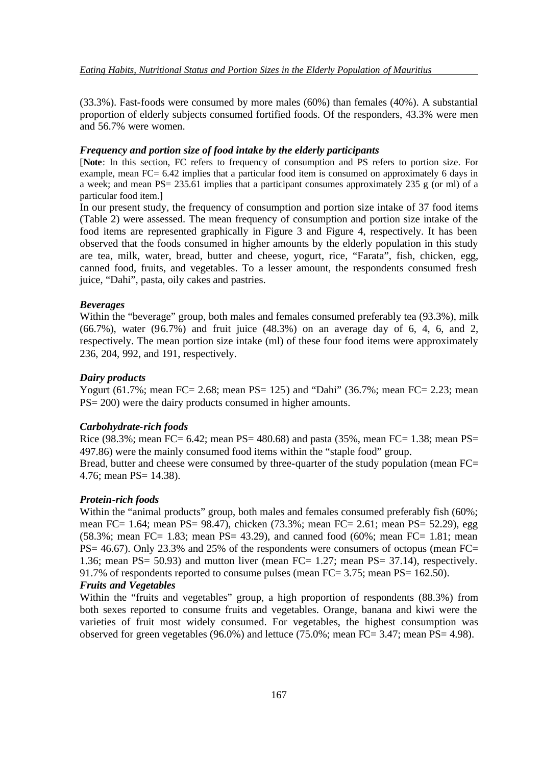(33.3%). Fast-foods were consumed by more males (60%) than females (40%). A substantial proportion of elderly subjects consumed fortified foods. Of the responders, 43.3% were men and 56.7% were women.

### *Frequency and portion size of food intake by the elderly participants*

[**Note**: In this section, FC refers to frequency of consumption and PS refers to portion size. For example, mean FC= 6.42 implies that a particular food item is consumed on approximately 6 days in a week; and mean PS= 235.61 implies that a participant consumes approximately 235 g (or ml) of a particular food item.]

In our present study, the frequency of consumption and portion size intake of 37 food items (Table 2) were assessed. The mean frequency of consumption and portion size intake of the food items are represented graphically in Figure 3 and Figure 4, respectively. It has been observed that the foods consumed in higher amounts by the elderly population in this study are tea, milk, water, bread, butter and cheese, yogurt, rice, "Farata", fish, chicken, egg, canned food, fruits, and vegetables. To a lesser amount, the respondents consumed fresh juice, "Dahi", pasta, oily cakes and pastries.

### *Beverages*

Within the "beverage" group, both males and females consumed preferably tea (93.3%), milk (66.7%), water (96.7%) and fruit juice (48.3%) on an average day of 6, 4, 6, and 2, respectively. The mean portion size intake (ml) of these four food items were approximately 236, 204, 992, and 191, respectively.

### *Dairy products*

Yogurt (61.7%; mean FC= 2.68; mean PS= 125) and "Dahi" (36.7%; mean FC= 2.23; mean PS= 200) were the dairy products consumed in higher amounts.

### *Carbohydrate-rich foods*

Rice (98.3%; mean FC= 6.42; mean PS= 480.68) and pasta (35%, mean FC= 1.38; mean PS= 497.86) were the mainly consumed food items within the "staple food" group.

Bread, butter and cheese were consumed by three-quarter of the study population (mean FC= 4.76; mean PS= 14.38).

### *Protein-rich foods*

Within the "animal products" group, both males and females consumed preferably fish (60%; mean FC= 1.64; mean PS= 98.47), chicken (73.3%; mean FC= 2.61; mean PS= 52.29), egg (58.3%; mean FC= 1.83; mean PS= 43.29), and canned food (60%; mean FC= 1.81; mean PS= 46.67). Only 23.3% and 25% of the respondents were consumers of octopus (mean FC= 1.36; mean PS= 50.93) and mutton liver (mean FC= 1.27; mean PS= 37.14), respectively. 91.7% of respondents reported to consume pulses (mean FC= 3.75; mean PS= 162.50).

### *Fruits and Vegetables*

Within the "fruits and vegetables" group, a high proportion of respondents (88.3%) from both sexes reported to consume fruits and vegetables. Orange, banana and kiwi were the varieties of fruit most widely consumed. For vegetables, the highest consumption was observed for green vegetables (96.0%) and lettuce (75.0%; mean FC= 3.47; mean PS= 4.98).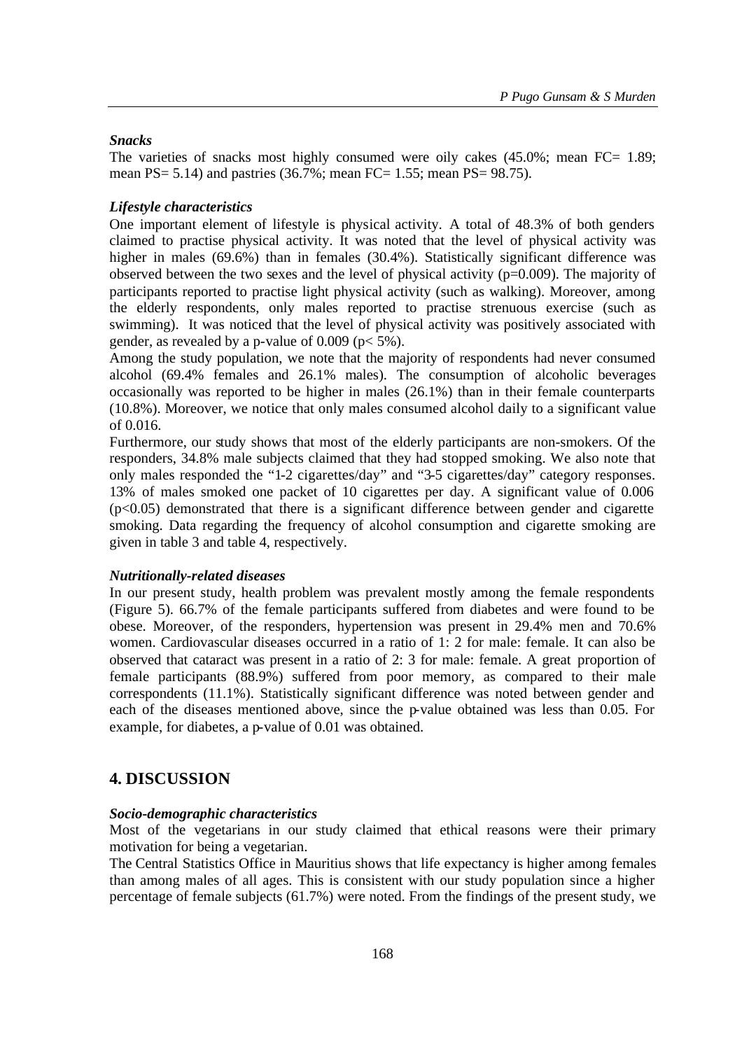***Snacks***

The varieties of snacks most highly consumed were oily cakes (45.0%; mean FC= 1.89; mean PS= 5.14) and pastries (36.7%; mean FC= 1.55; mean PS= 98.75).

***Lifestyle characteristics***

One important element of lifestyle is physical activity. A total of 48.3% of both genders claimed to practise physical activity. It was noted that the level of physical activity was higher in males (69.6%) than in females (30.4%). Statistically significant difference was observed between the two sexes and the level of physical activity ($p=0.009$). The majority of participants reported to practise light physical activity (such as walking). Moreover, among the elderly respondents, only males reported to practise strenuous exercise (such as swimming). It was noticed that the level of physical activity was positively associated with gender, as revealed by a p-value of 0.009 ($p< 5\%$).

Among the study population, we note that the majority of respondents had never consumed alcohol (69.4% females and 26.1% males). The consumption of alcoholic beverages occasionally was reported to be higher in males (26.1%) than in their female counterparts (10.8%). Moreover, we notice that only males consumed alcohol daily to a significant value of 0.016.

Furthermore, our study shows that most of the elderly participants are non-smokers. Of the responders, 34.8% male subjects claimed that they had stopped smoking. We also note that only males responded the "1-2 cigarettes/day" and "3-5 cigarettes/day" category responses. 13% of males smoked one packet of 10 cigarettes per day. A significant value of 0.006 ($p<0.05$) demonstrated that there is a significant difference between gender and cigarette smoking. Data regarding the frequency of alcohol consumption and cigarette smoking are given in table 3 and table 4, respectively.

***Nutritionally-related diseases***

In our present study, health problem was prevalent mostly among the female respondents (Figure 5). 66.7% of the female participants suffered from diabetes and were found to be obese. Moreover, of the responders, hypertension was present in 29.4% men and 70.6% women. Cardiovascular diseases occurred in a ratio of 1: 2 for male: female. It can also be observed that cataract was present in a ratio of 2: 3 for male: female. A great proportion of female participants (88.9%) suffered from poor memory, as compared to their male correspondents (11.1%). Statistically significant difference was noted between gender and each of the diseases mentioned above, since the p-value obtained was less than 0.05. For example, for diabetes, a p-value of 0.01 was obtained.

## 4. DISCUSSION

***Socio-demographic characteristics***

Most of the vegetarians in our study claimed that ethical reasons were their primary motivation for being a vegetarian.

The Central Statistics Office in Mauritius shows that life expectancy is higher among females than among males of all ages. This is consistent with our study population since a higher percentage of female subjects (61.7%) were noted. From the findings of the present study, we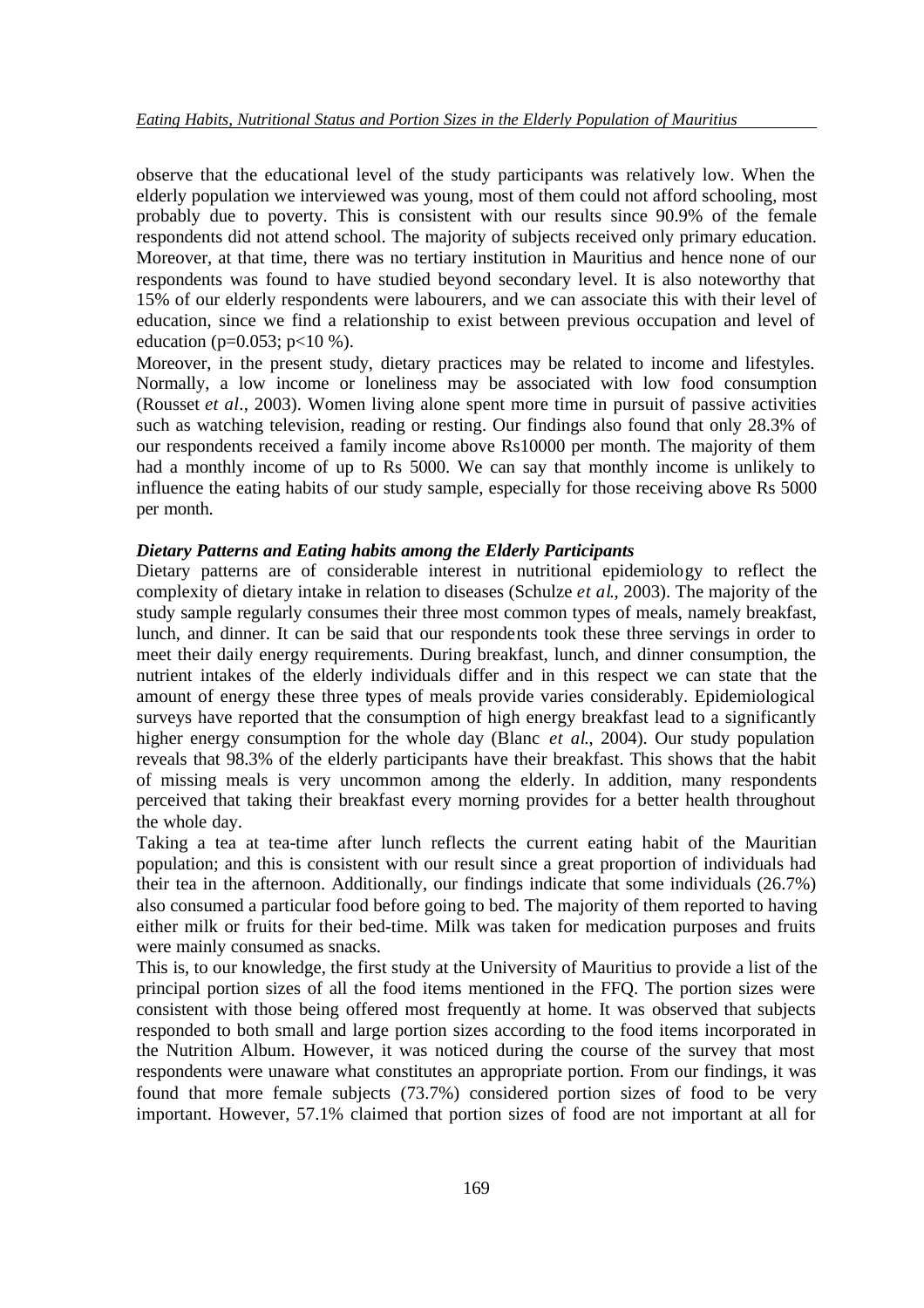observe that the educational level of the study participants was relatively low. When the elderly population we interviewed was young, most of them could not afford schooling, most probably due to poverty. This is consistent with our results since 90.9% of the female respondents did not attend school. The majority of subjects received only primary education. Moreover, at that time, there was no tertiary institution in Mauritius and hence none of our respondents was found to have studied beyond secondary level. It is also noteworthy that 15% of our elderly respondents were labourers, and we can associate this with their level of education, since we find a relationship to exist between previous occupation and level of education ($p=0.053$; $p<10$ %).

Moreover, in the present study, dietary practices may be related to income and lifestyles. Normally, a low income or loneliness may be associated with low food consumption (Rousset *et al*., 2003). Women living alone spent more time in pursuit of passive activities such as watching television, reading or resting. Our findings also found that only 28.3% of our respondents received a family income above Rs10000 per month. The majority of them had a monthly income of up to Rs 5000. We can say that monthly income is unlikely to influence the eating habits of our study sample, especially for those receiving above Rs 5000 per month.

### *Dietary Patterns and Eating habits among the Elderly Participants*

Dietary patterns are of considerable interest in nutritional epidemiology to reflect the complexity of dietary intake in relation to diseases (Schulze *et al.*, 2003). The majority of the study sample regularly consumes their three most common types of meals, namely breakfast, lunch, and dinner. It can be said that our respondents took these three servings in order to meet their daily energy requirements. During breakfast, lunch, and dinner consumption, the nutrient intakes of the elderly individuals differ and in this respect we can state that the amount of energy these three types of meals provide varies considerably. Epidemiological surveys have reported that the consumption of high energy breakfast lead to a significantly higher energy consumption for the whole day (Blanc *et al.*, 2004). Our study population reveals that 98.3% of the elderly participants have their breakfast. This shows that the habit of missing meals is very uncommon among the elderly. In addition, many respondents perceived that taking their breakfast every morning provides for a better health throughout the whole day.

Taking a tea at tea-time after lunch reflects the current eating habit of the Mauritian population; and this is consistent with our result since a great proportion of individuals had their tea in the afternoon. Additionally, our findings indicate that some individuals (26.7%) also consumed a particular food before going to bed. The majority of them reported to having either milk or fruits for their bed-time. Milk was taken for medication purposes and fruits were mainly consumed as snacks.

This is, to our knowledge, the first study at the University of Mauritius to provide a list of the principal portion sizes of all the food items mentioned in the FFQ. The portion sizes were consistent with those being offered most frequently at home. It was observed that subjects responded to both small and large portion sizes according to the food items incorporated in the Nutrition Album. However, it was noticed during the course of the survey that most respondents were unaware what constitutes an appropriate portion. From our findings, it was found that more female subjects (73.7%) considered portion sizes of food to be very important. However, 57.1% claimed that portion sizes of food are not important at all for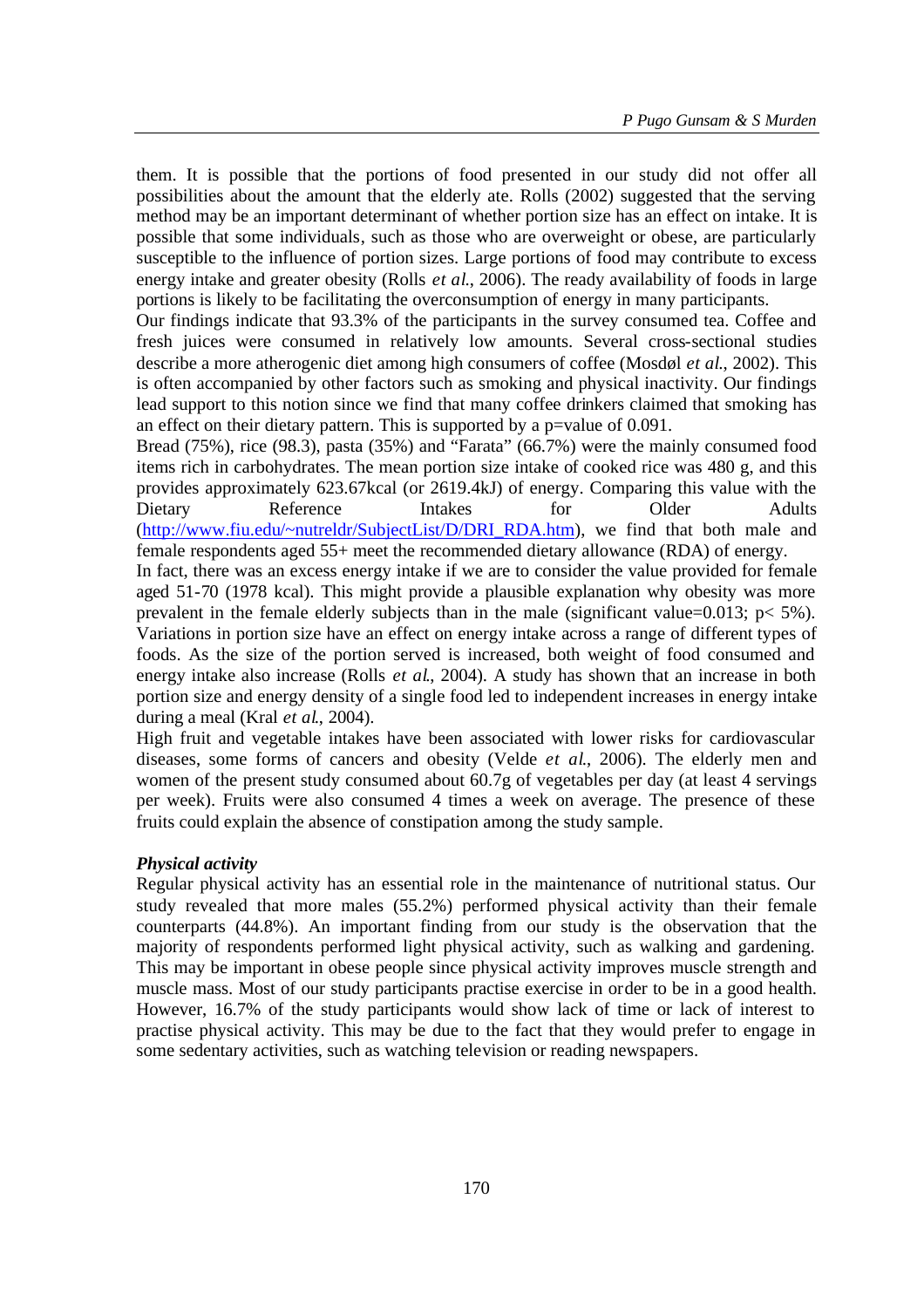them. It is possible that the portions of food presented in our study did not offer all possibilities about the amount that the elderly ate. Rolls (2002) suggested that the serving method may be an important determinant of whether portion size has an effect on intake. It is possible that some individuals, such as those who are overweight or obese, are particularly susceptible to the influence of portion sizes. Large portions of food may contribute to excess energy intake and greater obesity (Rolls *et al.*, 2006). The ready availability of foods in large portions is likely to be facilitating the overconsumption of energy in many participants.

Our findings indicate that 93.3% of the participants in the survey consumed tea. Coffee and fresh juices were consumed in relatively low amounts. Several cross-sectional studies describe a more atherogenic diet among high consumers of coffee (Mosdøl *et al.*, 2002). This is often accompanied by other factors such as smoking and physical inactivity. Our findings lead support to this notion since we find that many coffee drinkers claimed that smoking has an effect on their dietary pattern. This is supported by a p=value of 0.091.

Bread (75%), rice (98.3), pasta (35%) and "Farata" (66.7%) were the mainly consumed food items rich in carbohydrates. The mean portion size intake of cooked rice was 480 g, and this provides approximately 623.67kcal (or 2619.4kJ) of energy. Comparing this value with the Dietary Reference Intakes for Older Adults (http://www.fiu.edu/~nutreldr/SubjectList/D/DRI_RDA.htm), we find that both male and female respondents aged 55+ meet the recommended dietary allowance (RDA) of energy.

In fact, there was an excess energy intake if we are to consider the value provided for female aged 51-70 (1978 kcal). This might provide a plausible explanation why obesity was more prevalent in the female elderly subjects than in the male (significant value=0.013; $p < 5\%$). Variations in portion size have an effect on energy intake across a range of different types of foods. As the size of the portion served is increased, both weight of food consumed and energy intake also increase (Rolls *et al.*, 2004). A study has shown that an increase in both portion size and energy density of a single food led to independent increases in energy intake during a meal (Kral *et al.*, 2004).

High fruit and vegetable intakes have been associated with lower risks for cardiovascular diseases, some forms of cancers and obesity (Velde *et al.*, 2006). The elderly men and women of the present study consumed about 60.7g of vegetables per day (at least 4 servings per week). Fruits were also consumed 4 times a week on average. The presence of these fruits could explain the absence of constipation among the study sample.

### *Physical activity*

Regular physical activity has an essential role in the maintenance of nutritional status. Our study revealed that more males (55.2%) performed physical activity than their female counterparts (44.8%). An important finding from our study is the observation that the majority of respondents performed light physical activity, such as walking and gardening. This may be important in obese people since physical activity improves muscle strength and muscle mass. Most of our study participants practise exercise in order to be in a good health. However, 16.7% of the study participants would show lack of time or lack of interest to practise physical activity. This may be due to the fact that they would prefer to engage in some sedentary activities, such as watching television or reading newspapers.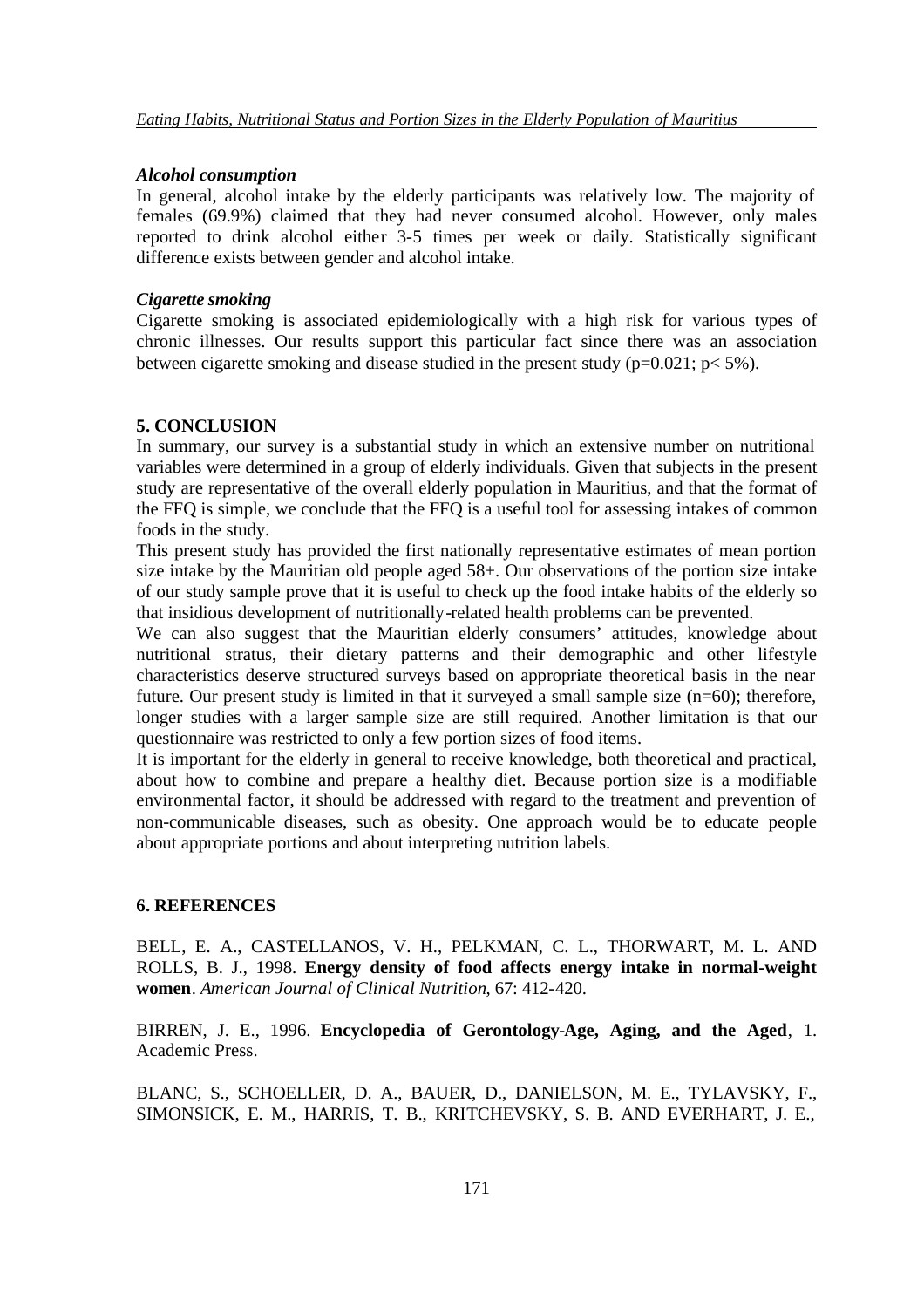### *Alcohol consumption*

In general, alcohol intake by the elderly participants was relatively low. The majority of females (69.9%) claimed that they had never consumed alcohol. However, only males reported to drink alcohol either 3-5 times per week or daily. Statistically significant difference exists between gender and alcohol intake.

### *Cigarette smoking*

Cigarette smoking is associated epidemiologically with a high risk for various types of chronic illnesses. Our results support this particular fact since there was an association between cigarette smoking and disease studied in the present study ($p=0.021$; $p< 5\%$).

## 5. CONCLUSION

In summary, our survey is a substantial study in which an extensive number on nutritional variables were determined in a group of elderly individuals. Given that subjects in the present study are representative of the overall elderly population in Mauritius, and that the format of the FFQ is simple, we conclude that the FFQ is a useful tool for assessing intakes of common foods in the study.

This present study has provided the first nationally representative estimates of mean portion size intake by the Mauritian old people aged 58+. Our observations of the portion size intake of our study sample prove that it is useful to check up the food intake habits of the elderly so that insidious development of nutritionally-related health problems can be prevented.

We can also suggest that the Mauritian elderly consumers' attitudes, knowledge about nutritional stratus, their dietary patterns and their demographic and other lifestyle characteristics deserve structured surveys based on appropriate theoretical basis in the near future. Our present study is limited in that it surveyed a small sample size (n=60); therefore, longer studies with a larger sample size are still required. Another limitation is that our questionnaire was restricted to only a few portion sizes of food items.

It is important for the elderly in general to receive knowledge, both theoretical and practical, about how to combine and prepare a healthy diet. Because portion size is a modifiable environmental factor, it should be addressed with regard to the treatment and prevention of non-communicable diseases, such as obesity. One approach would be to educate people about appropriate portions and about interpreting nutrition labels.

## 6. REFERENCES

BELL, E. A., CASTELLANOS, V. H., PELKMAN, C. L., THORWART, M. L. AND ROLLS, B. J., 1998. **Energy density of food affects energy intake in normal-weight women**. *American Journal of Clinical Nutrition*, 67: 412-420.

BIRREN, J. E., 1996. **Encyclopedia of Gerontology-Age, Aging, and the Aged**, 1. Academic Press.

BLANC, S., SCHOELLER, D. A., BAUER, D., DANIELSON, M. E., TYLAVSKY, F., SIMONSICK, E. M., HARRIS, T. B., KRITCHEVSKY, S. B. AND EVERHART, J. E.,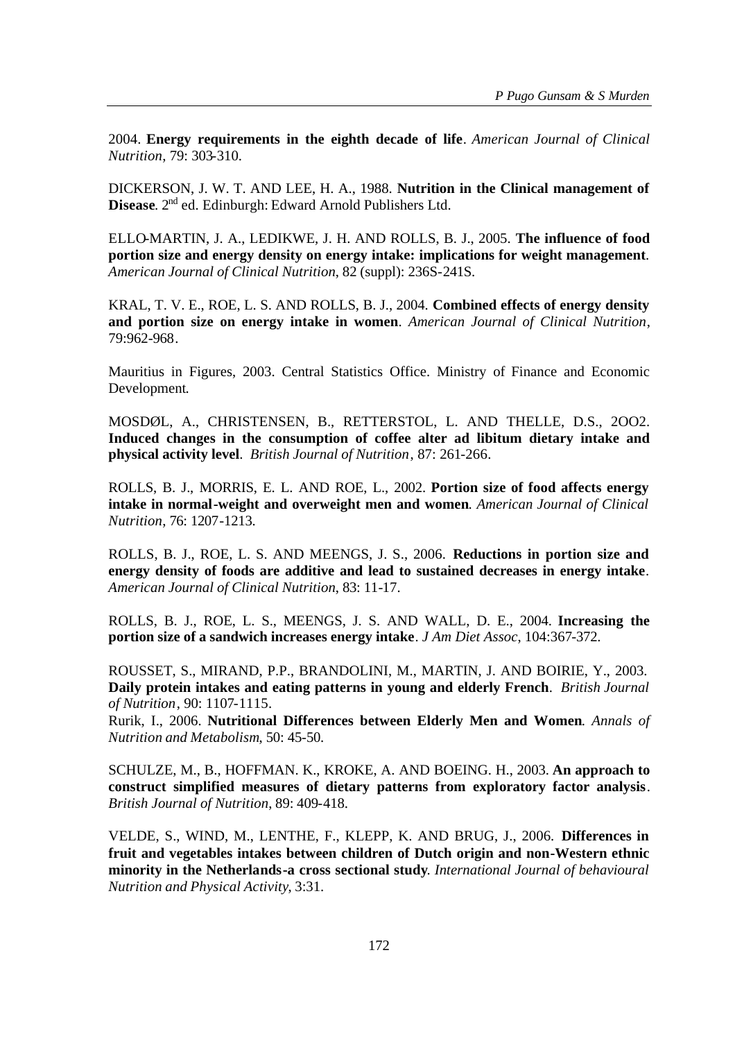2004. **Energy requirements in the eighth decade of life**. *American Journal of Clinical Nutrition*, 79: 303-310.

DICKERSON, J. W. T. AND LEE, H. A., 1988. **Nutrition in the Clinical management of Disease**. 2nd ed. Edinburgh: Edward Arnold Publishers Ltd.

ELLO-MARTIN, J. A., LEDIKWE, J. H. AND ROLLS, B. J., 2005. **The influence of food portion size and energy density on energy intake: implications for weight management**. *American Journal of Clinical Nutrition*, 82 (suppl): 236S-241S.

KRAL, T. V. E., ROE, L. S. AND ROLLS, B. J., 2004. **Combined effects of energy density and portion size on energy intake in women**. *American Journal of Clinical Nutrition*, 79:962-968.

Mauritius in Figures, 2003. Central Statistics Office. Ministry of Finance and Economic Development.

MOSDØL, A., CHRISTENSEN, B., RETTERSTOL, L. AND THELLE, D.S., 2OO2. **Induced changes in the consumption of coffee alter ad libitum dietary intake and physical activity level**. *British Journal of Nutrition*, 87: 261-266.

ROLLS, B. J., MORRIS, E. L. AND ROE, L., 2002. **Portion size of food affects energy intake in normal-weight and overweight men and women**. *American Journal of Clinical Nutrition*, 76: 1207-1213.

ROLLS, B. J., ROE, L. S. AND MEENGS, J. S., 2006. **Reductions in portion size and energy density of foods are additive and lead to sustained decreases in energy intake**. *American Journal of Clinical Nutrition*, 83: 11-17.

ROLLS, B. J., ROE, L. S., MEENGS, J. S. AND WALL, D. E., 2004. **Increasing the portion size of a sandwich increases energy intake**. *J Am Diet Assoc*, 104:367-372.

ROUSSET, S., MIRAND, P.P., BRANDOLINI, M., MARTIN, J. AND BOIRIE, Y., 2003. **Daily protein intakes and eating patterns in young and elderly French**. *British Journal of Nutrition*, 90: 1107-1115.

Rurik, I., 2006. **Nutritional Differences between Elderly Men and Women**. *Annals of Nutrition and Metabolism*, 50: 45-50.

SCHULZE, M., B., HOFFMAN. K., KROKE, A. AND BOEING. H., 2003. **An approach to construct simplified measures of dietary patterns from exploratory factor analysis**. *British Journal of Nutrition*, 89: 409-418.

VELDE, S., WIND, M., LENTHE, F., KLEPP, K. AND BRUG, J., 2006. **Differences in fruit and vegetables intakes between children of Dutch origin and non-Western ethnic minority in the Netherlands-a cross sectional study**. *International Journal of behavioural Nutrition and Physical Activity*, 3:31.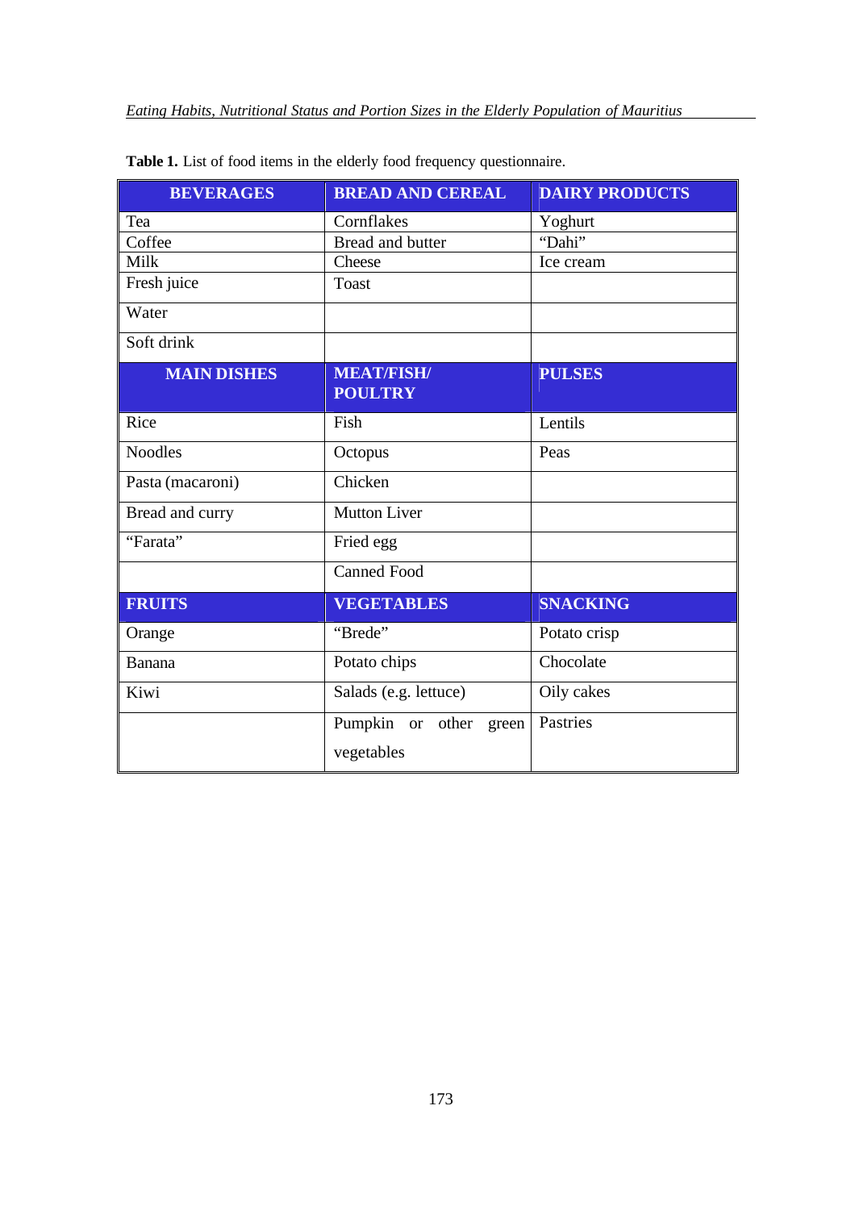**Table 1.** List of food items in the elderly food frequency questionnaire.

| BEVERAGES | BREAD AND CEREAL | DAIRY PRODUCTS |
|---|---|---|
| Tea | Cornflakes | Yoghurt |
| Coffee | Bread and butter | "Dahi" |
| Milk | Cheese | Ice cream |
| Fresh juice | Toast | |
| Water | | |
| Soft drink | | |
| **MAIN DISHES** | **MEAT/FISH/ POULTRY** | **PULSES** |
| Rice | Fish | Lentils |
| Noodles | Octopus | Peas |
| Pasta (macaroni) | Chicken | |
| Bread and curry | Mutton Liver | |
| "Farata" | Fried egg | |
| | Canned Food | |
| **FRUITS** | **VEGETABLES** | **SNACKING** |
| Orange | "Brede" | Potato crisp |
| Banana | Potato chips | Chocolate |
| Kiwi | Salads (e.g. lettuce) | Oily cakes |
| | Pumpkin or other green vegetables | Pastries |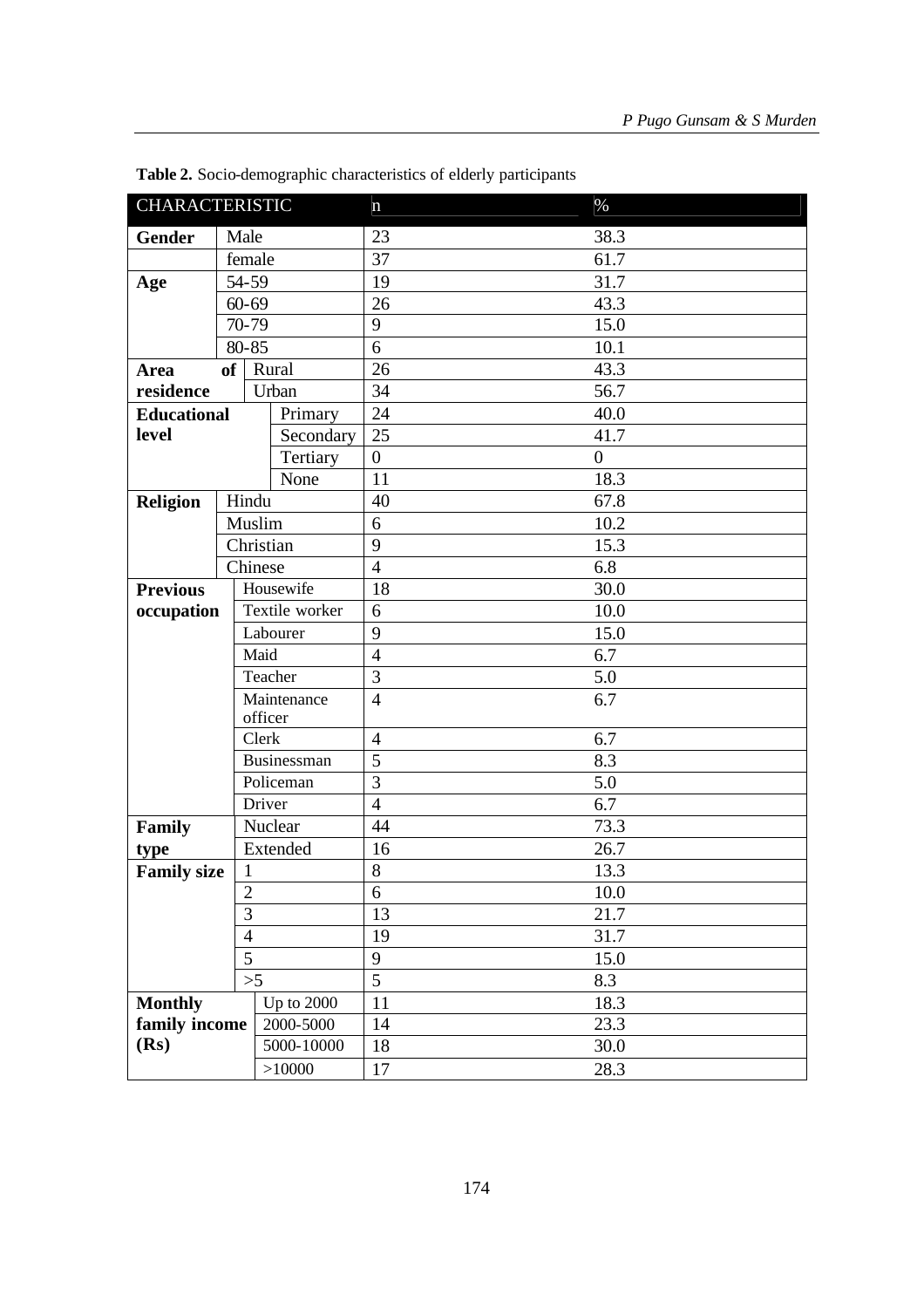**Table 2.** Socio-demographic characteristics of elderly participants

| CHARACTERISTIC | | n | % |
|---|---|---|---|
| **Gender** | Male | 23 | 38.3 |
| | female | 37 | 61.7 |
| **Age** | 54-59 | 19 | 31.7 |
| | 60-69 | 26 | 43.3 |
| | 70-79 | 9 | 15.0 |
| | 80-85 | 6 | 10.1 |
| **Area of residence** | Rural | 26 | 43.3 |
| | Urban | 34 | 56.7 |
| **Educational level** | Primary | 24 | 40.0 |
| | Secondary | 25 | 41.7 |
| | Tertiary | 0 | 0 |
| | None | 11 | 18.3 |
| **Religion** | Hindu | 40 | 67.8 |
| | Muslim | 6 | 10.2 |
| | Christian | 9 | 15.3 |
| | Chinese | 4 | 6.8 |
| **Previous occupation** | Housewife | 18 | 30.0 |
| | Textile worker | 6 | 10.0 |
| | Labourer | 9 | 15.0 |
| | Maid | 4 | 6.7 |
| | Teacher | 3 | 5.0 |
| | Maintenance officer | 4 | 6.7 |
| | Clerk | 4 | 6.7 |
| | Businessman | 5 | 8.3 |
| | Policeman | 3 | 5.0 |
| | Driver | 4 | 6.7 |
| **Family type** | Nuclear | 44 | 73.3 |
| | Extended | 16 | 26.7 |
| **Family size** | 1 | 8 | 13.3 |
| | 2 | 6 | 10.0 |
| | 3 | 13 | 21.7 |
| | 4 | 19 | 31.7 |
| | 5 | 9 | 15.0 |
| | >5 | 5 | 8.3 |
| **Monthly family income (Rs)** | Up to 2000 | 11 | 18.3 |
| | 2000-5000 | 14 | 23.3 |
| | 5000-10000 | 18 | 30.0 |
| | >10000 | 17 | 28.3 |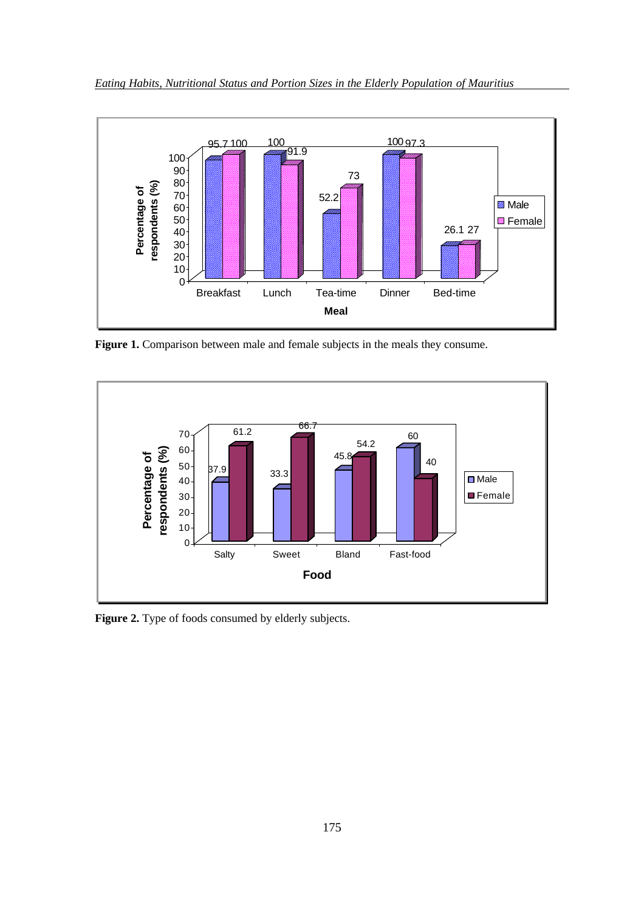**Figure 1.** Comparison between male and female subjects in the meals they consume.

**Figure 2.** Type of foods consumed by elderly subjects.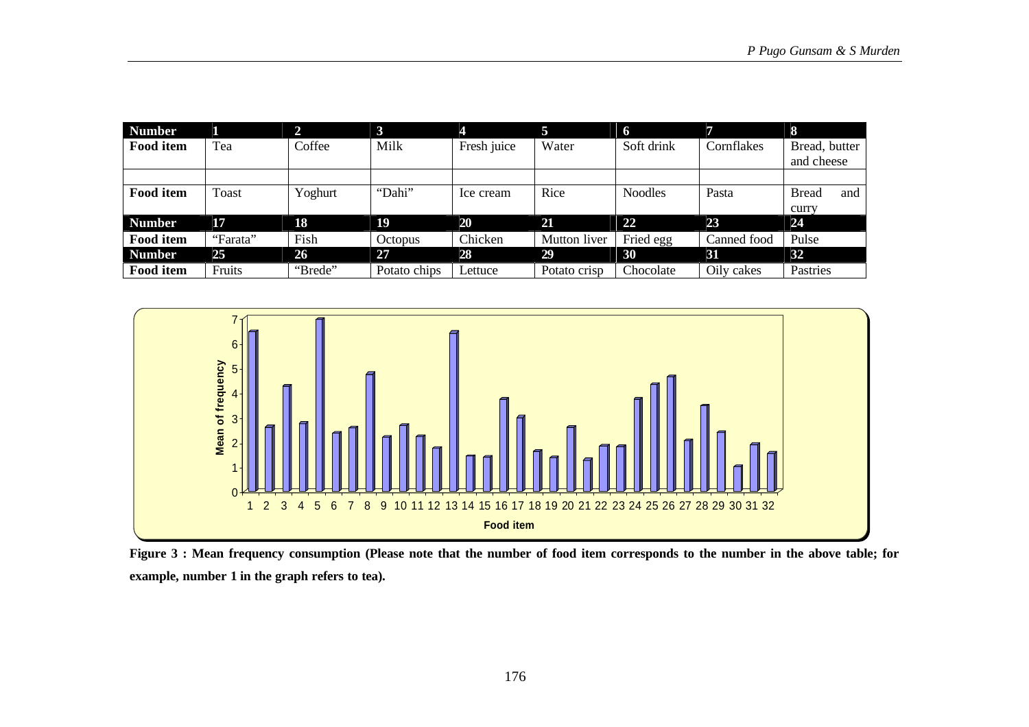| Number | 1 | 2 | 3 | 4 | 5 | 6 | 7 | 8 |
|---|---|---|---|---|---|---|---|---|
| Food item | Tea | Coffee | Milk | Fresh juice | Water | Soft drink | Cornflakes | Bread, butter and cheese |
| | | | | | | | | |
| Food item | Toast | Yoghurt | "Dahi" | Ice cream | Rice | Noodles | Pasta | Bread and curry |
| Number | 17 | 18 | 19 | 20 | 21 | 22 | 23 | 24 |
| Food item | "Farata" | Fish | Octopus | Chicken | Mutton liver | Fried egg | Canned food | Pulse |
| Number | 25 | 26 | 27 | 28 | 29 | 30 | 31 | 32 |
| Food item | Fruits | "Brede" | Potato chips | Lettuce | Potato crisp | Chocolate | Oily cakes | Pastries |

**Figure 3 : Mean frequency consumption (Please note that the number of food item corresponds to the number in the above table; for example, number 1 in the graph refers to tea).**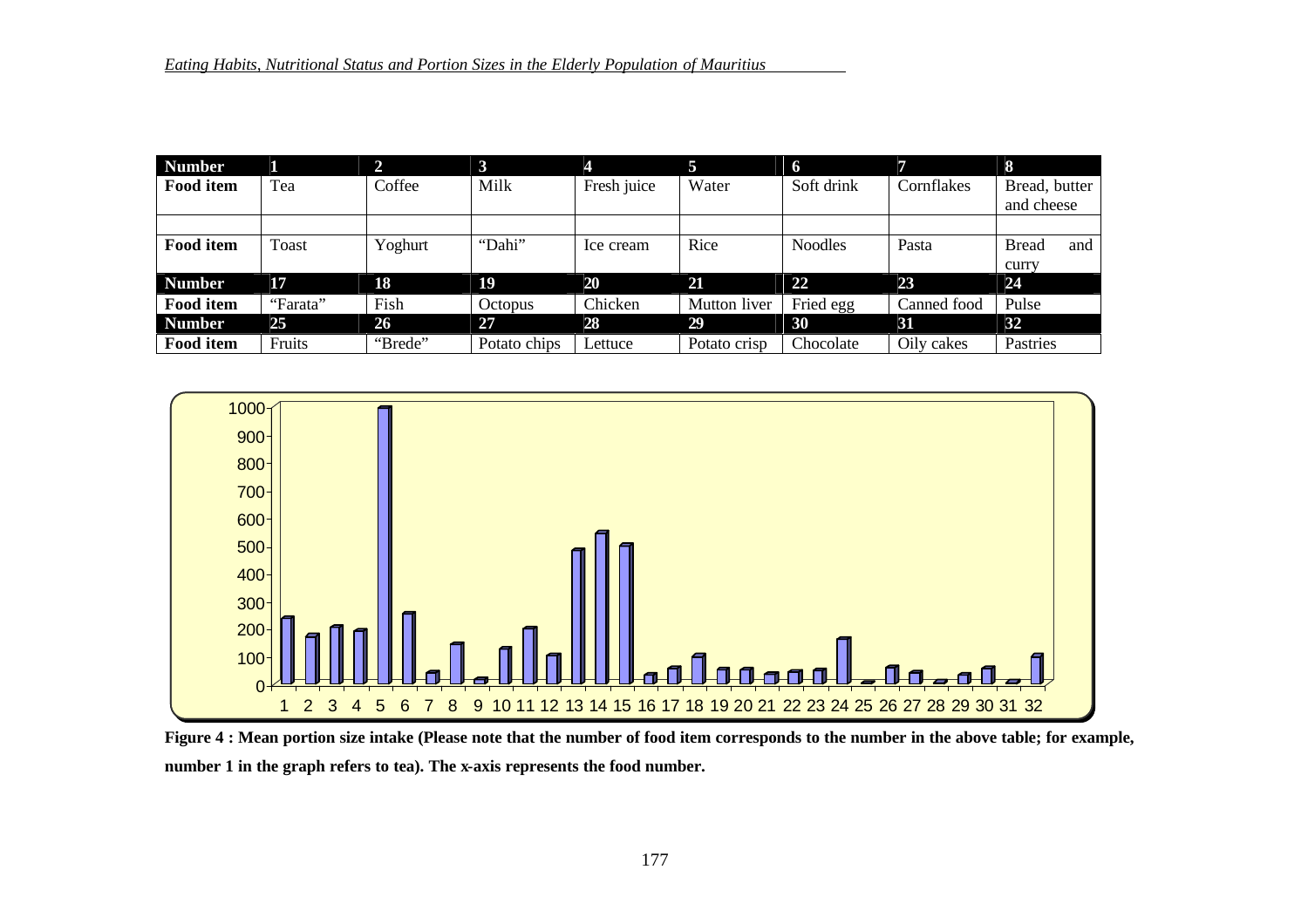| Number | 1 | 2 | 3 | 4 | 5 | 6 | 7 | 8 |
|---|---|---|---|---|---|---|---|---|
| Food item | Tea | Coffee | Milk | Fresh juice | Water | Soft drink | Cornflakes | Bread, butter and cheese |
| | | | | | | | | |
| Food item | Toast | Yoghurt | "Dahi" | Ice cream | Rice | Noodles | Pasta | Bread and curry |
| **Number** | **17** | **18** | **19** | **20** | **21** | **22** | **23** | **24** |
| Food item | "Farata" | Fish | Octopus | Chicken | Mutton liver | Fried egg | Canned food | Pulse |
| **Number** | **25** | **26** | **27** | **28** | **29** | **30** | **31** | **32** |
| Food item | Fruits | "Brede" | Potato chips | Lettuce | Potato crisp | Chocolate | Oily cakes | Pastries |

**Figure 4 : Mean portion size intake (Please note that the number of food item corresponds to the number in the above table; for example, number 1 in the graph refers to tea). The x-axis represents the food number.**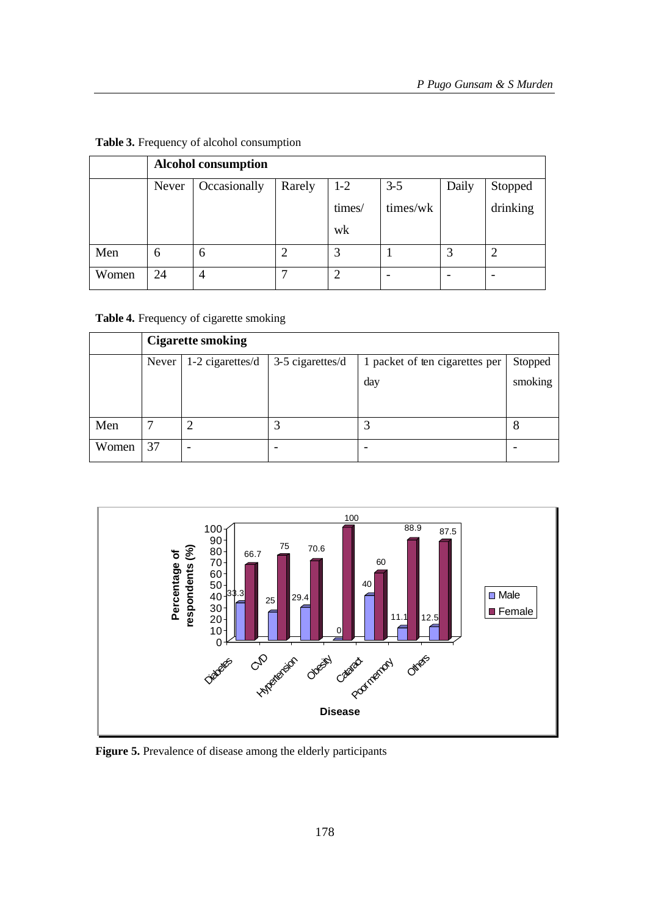**Table 3.** Frequency of alcohol consumption

| | Alcohol consumption | | | | | | |
|---|---|---|---|---|---|---|---|
| | Never | Occasionally | Rarely | 1-2 times/ wk | 3-5 times/wk | Daily | Stopped drinking |
| Men | 6 | 6 | 2 | 3 | 1 | 3 | 2 |
| Women | 24 | 4 | 7 | 2 | - | - | - |

**Table 4.** Frequency of cigarette smoking

| | Cigarette smoking | | | | |
|---|---|---|---|---|---|
| | Never | 1-2 cigarettes/d | 3-5 cigarettes/d | 1 packet of ten cigarettes per day | Stopped smoking |
| Men | 7 | 2 | 3 | 3 | 8 |
| Women | 37 | - | - | - | - |

Percentage of respondents (%)

100
90
80
70
60
50
40
30
20
10
0

33.3
66.7
25
75
29.4
70.6
0
100
40
60
11.1
88.9
12.5
87.5

Diabetes
CVD
Hypertension
Obesity
Cataract
Poor memory
Others

Disease

Male
Female

**Figure 5.** Prevalence of disease among the elderly participants